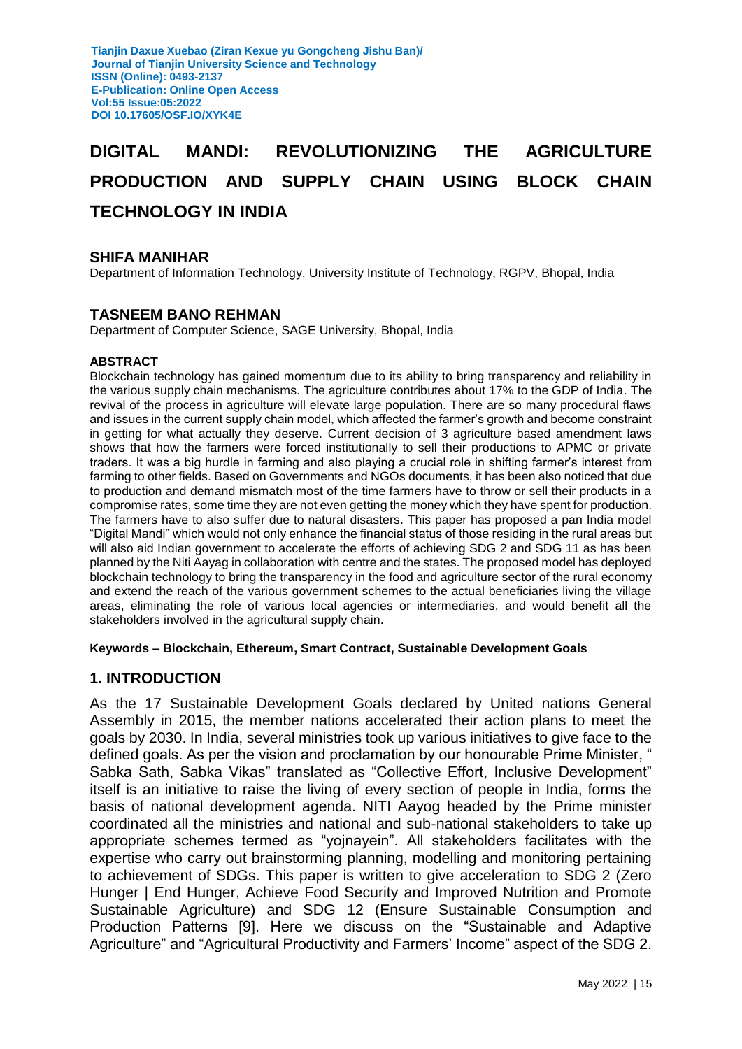# DIGITAL MANDI: REVOLUTIONIZING THE AGRICULTURE PRODUCTION AND SUPPLY CHAIN USING BLOCK CHAIN TECHNOLOGY IN INDIA

**SHIFA MANIHAR**

Department of Information Technology, University Institute of Technology, RGPV, Bhopal, India

**TASNEEM BANO REHMAN**

Department of Computer Science, SAGE University, Bhopal, India

**ABSTRACT**

Blockchain technology has gained momentum due to its ability to bring transparency and reliability in the various supply chain mechanisms. The agriculture contributes about 17% to the GDP of India. The revival of the process in agriculture will elevate large population. There are so many procedural flaws and issues in the current supply chain model, which affected the farmer's growth and become constraint in getting for what actually they deserve. Current decision of 3 agriculture based amendment laws shows that how the farmers were forced institutionally to sell their productions to APMC or private traders. It was a big hurdle in farming and also playing a crucial role in shifting farmer's interest from farming to other fields. Based on Governments and NGOs documents, it has been also noticed that due to production and demand mismatch most of the time farmers have to throw or sell their products in a compromise rates, some time they are not even getting the money which they have spent for production. The farmers have to also suffer due to natural disasters. This paper has proposed a pan India model "Digital Mandi" which would not only enhance the financial status of those residing in the rural areas but will also aid Indian government to accelerate the efforts of achieving SDG 2 and SDG 11 as has been planned by the Niti Aayag in collaboration with centre and the states. The proposed model has deployed blockchain technology to bring the transparency in the food and agriculture sector of the rural economy and extend the reach of the various government schemes to the actual beneficiaries living the village areas, eliminating the role of various local agencies or intermediaries, and would benefit all the stakeholders involved in the agricultural supply chain.

**Keywords – Blockchain, Ethereum, Smart Contract, Sustainable Development Goals**

## 1. INTRODUCTION

As the 17 Sustainable Development Goals declared by United nations General Assembly in 2015, the member nations accelerated their action plans to meet the goals by 2030. In India, several ministries took up various initiatives to give face to the defined goals. As per the vision and proclamation by our honourable Prime Minister, " Sabka Sath, Sabka Vikas" translated as "Collective Effort, Inclusive Development" itself is an initiative to raise the living of every section of people in India, forms the basis of national development agenda. NITI Aayog headed by the Prime minister coordinated all the ministries and national and sub-national stakeholders to take up appropriate schemes termed as "yojnayein". All stakeholders facilitates with the expertise who carry out brainstorming planning, modelling and monitoring pertaining to achievement of SDGs. This paper is written to give acceleration to SDG 2 (Zero Hunger | End Hunger, Achieve Food Security and Improved Nutrition and Promote Sustainable Agriculture) and SDG 12 (Ensure Sustainable Consumption and Production Patterns [9]. Here we discuss on the "Sustainable and Adaptive Agriculture" and "Agricultural Productivity and Farmers' Income" aspect of the SDG 2.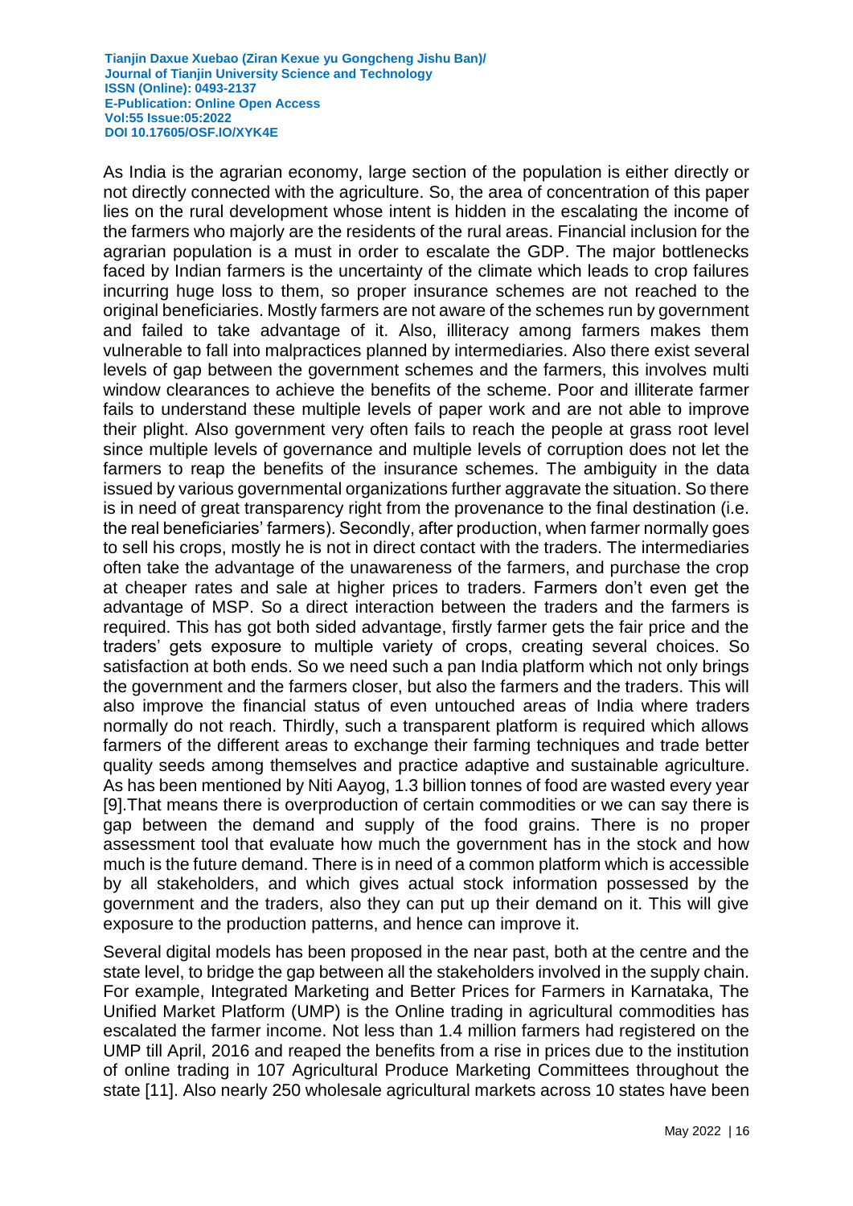As India is the agrarian economy, large section of the population is either directly or not directly connected with the agriculture. So, the area of concentration of this paper lies on the rural development whose intent is hidden in the escalating the income of the farmers who majorly are the residents of the rural areas. Financial inclusion for the agrarian population is a must in order to escalate the GDP. The major bottlenecks faced by Indian farmers is the uncertainty of the climate which leads to crop failures incurring huge loss to them, so proper insurance schemes are not reached to the original beneficiaries. Mostly farmers are not aware of the schemes run by government and failed to take advantage of it. Also, illiteracy among farmers makes them vulnerable to fall into malpractices planned by intermediaries. Also there exist several levels of gap between the government schemes and the farmers, this involves multi window clearances to achieve the benefits of the scheme. Poor and illiterate farmer fails to understand these multiple levels of paper work and are not able to improve their plight. Also government very often fails to reach the people at grass root level since multiple levels of governance and multiple levels of corruption does not let the farmers to reap the benefits of the insurance schemes. The ambiguity in the data issued by various governmental organizations further aggravate the situation. So there is in need of great transparency right from the provenance to the final destination (i.e. the real beneficiaries' farmers). Secondly, after production, when farmer normally goes to sell his crops, mostly he is not in direct contact with the traders. The intermediaries often take the advantage of the unawareness of the farmers, and purchase the crop at cheaper rates and sale at higher prices to traders. Farmers don't even get the advantage of MSP. So a direct interaction between the traders and the farmers is required. This has got both sided advantage, firstly farmer gets the fair price and the traders' gets exposure to multiple variety of crops, creating several choices. So satisfaction at both ends. So we need such a pan India platform which not only brings the government and the farmers closer, but also the farmers and the traders. This will also improve the financial status of even untouched areas of India where traders normally do not reach. Thirdly, such a transparent platform is required which allows farmers of the different areas to exchange their farming techniques and trade better quality seeds among themselves and practice adaptive and sustainable agriculture. As has been mentioned by Niti Aayog, 1.3 billion tonnes of food are wasted every year [9].That means there is overproduction of certain commodities or we can say there is gap between the demand and supply of the food grains. There is no proper assessment tool that evaluate how much the government has in the stock and how much is the future demand. There is in need of a common platform which is accessible by all stakeholders, and which gives actual stock information possessed by the government and the traders, also they can put up their demand on it. This will give exposure to the production patterns, and hence can improve it.

Several digital models has been proposed in the near past, both at the centre and the state level, to bridge the gap between all the stakeholders involved in the supply chain. For example, Integrated Marketing and Better Prices for Farmers in Karnataka, The Unified Market Platform (UMP) is the Online trading in agricultural commodities has escalated the farmer income. Not less than 1.4 million farmers had registered on the UMP till April, 2016 and reaped the benefits from a rise in prices due to the institution of online trading in 107 Agricultural Produce Marketing Committees throughout the state [11]. Also nearly 250 wholesale agricultural markets across 10 states have been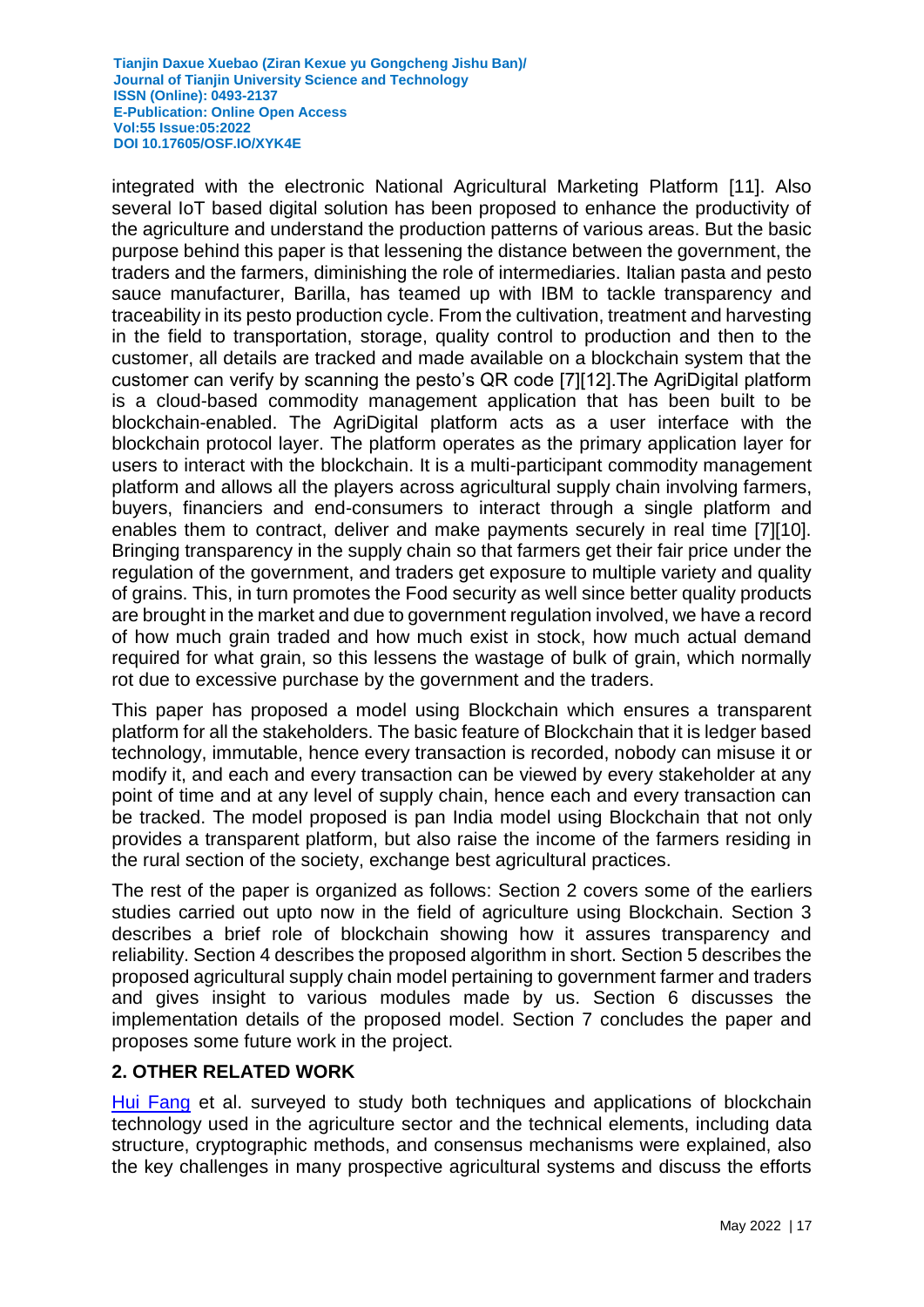integrated with the electronic National Agricultural Marketing Platform [11]. Also several IoT based digital solution has been proposed to enhance the productivity of the agriculture and understand the production patterns of various areas. But the basic purpose behind this paper is that lessening the distance between the government, the traders and the farmers, diminishing the role of intermediaries. Italian pasta and pesto sauce manufacturer, Barilla, has teamed up with IBM to tackle transparency and traceability in its pesto production cycle. From the cultivation, treatment and harvesting in the field to transportation, storage, quality control to production and then to the customer, all details are tracked and made available on a blockchain system that the customer can verify by scanning the pesto's QR code [7][12].The AgriDigital platform is a cloud-based commodity management application that has been built to be blockchain-enabled. The AgriDigital platform acts as a user interface with the blockchain protocol layer. The platform operates as the primary application layer for users to interact with the blockchain. It is a multi-participant commodity management platform and allows all the players across agricultural supply chain involving farmers, buyers, financiers and end-consumers to interact through a single platform and enables them to contract, deliver and make payments securely in real time [7][10]. Bringing transparency in the supply chain so that farmers get their fair price under the regulation of the government, and traders get exposure to multiple variety and quality of grains. This, in turn promotes the Food security as well since better quality products are brought in the market and due to government regulation involved, we have a record of how much grain traded and how much exist in stock, how much actual demand required for what grain, so this lessens the wastage of bulk of grain, which normally rot due to excessive purchase by the government and the traders.

This paper has proposed a model using Blockchain which ensures a transparent platform for all the stakeholders. The basic feature of Blockchain that it is ledger based technology, immutable, hence every transaction is recorded, nobody can misuse it or modify it, and each and every transaction can be viewed by every stakeholder at any point of time and at any level of supply chain, hence each and every transaction can be tracked. The model proposed is pan India model using Blockchain that not only provides a transparent platform, but also raise the income of the farmers residing in the rural section of the society, exchange best agricultural practices.

The rest of the paper is organized as follows: Section 2 covers some of the earliers studies carried out upto now in the field of agriculture using Blockchain. Section 3 describes a brief role of blockchain showing how it assures transparency and reliability. Section 4 describes the proposed algorithm in short. Section 5 describes the proposed agricultural supply chain model pertaining to government farmer and traders and gives insight to various modules made by us. Section 6 discusses the implementation details of the proposed model. Section 7 concludes the paper and proposes some future work in the project.

## 2. OTHER RELATED WORK

Hui Fang et al. surveyed to study both techniques and applications of blockchain technology used in the agriculture sector and the technical elements, including data structure, cryptographic methods, and consensus mechanisms were explained, also the key challenges in many prospective agricultural systems and discuss the efforts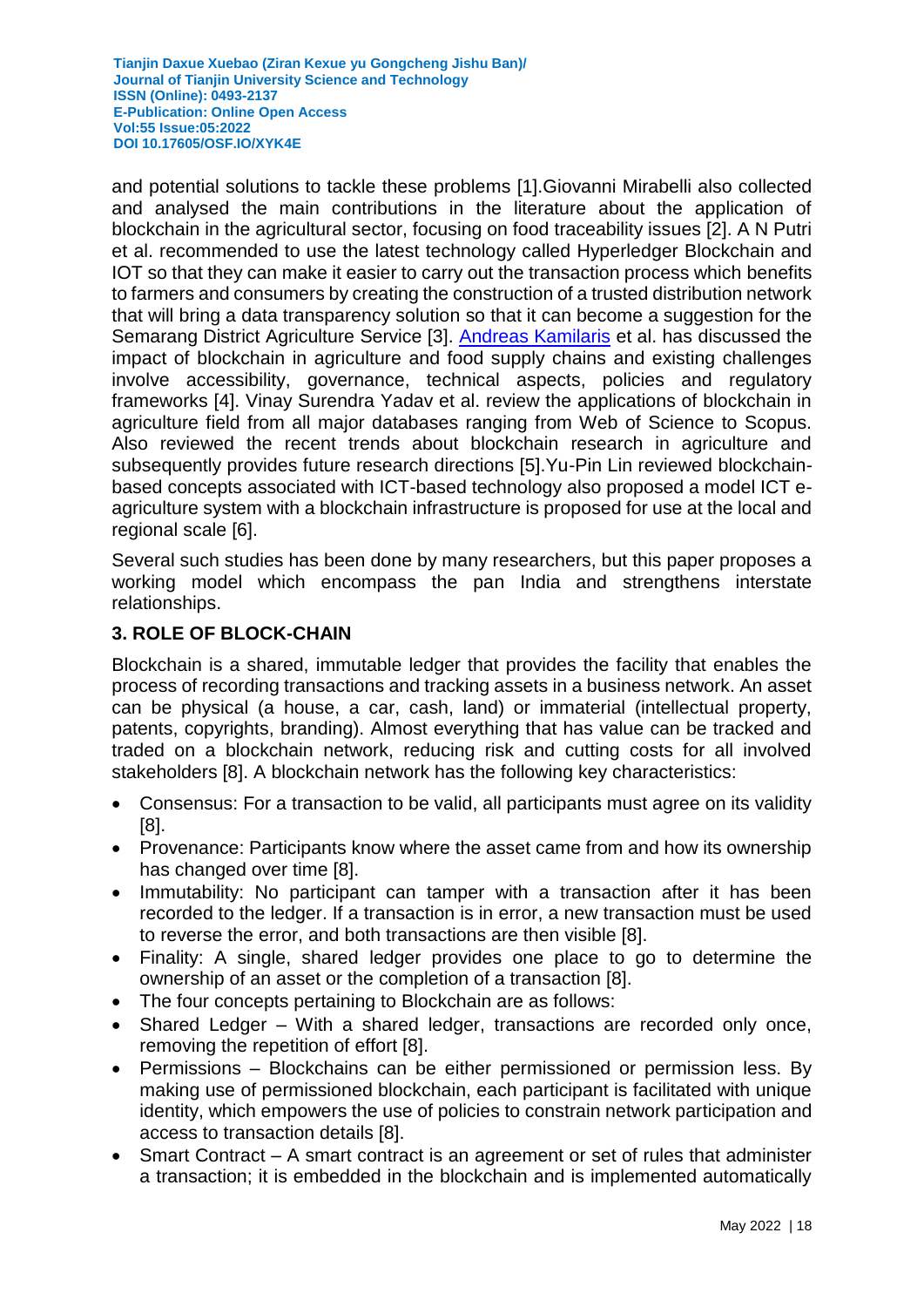and potential solutions to tackle these problems [1].Giovanni Mirabelli also collected and analysed the main contributions in the literature about the application of blockchain in the agricultural sector, focusing on food traceability issues [2]. A N Putri et al. recommended to use the latest technology called Hyperledger Blockchain and IOT so that they can make it easier to carry out the transaction process which benefits to farmers and consumers by creating the construction of a trusted distribution network that will bring a data transparency solution so that it can become a suggestion for the Semarang District Agriculture Service [3]. Andreas Kamilaris et al. has discussed the impact of blockchain in agriculture and food supply chains and existing challenges involve accessibility, governance, technical aspects, policies and regulatory frameworks [4]. Vinay Surendra Yadav et al. review the applications of blockchain in agriculture field from all major databases ranging from Web of Science to Scopus. Also reviewed the recent trends about blockchain research in agriculture and subsequently provides future research directions [5].Yu-Pin Lin reviewed blockchain-based concepts associated with ICT-based technology also proposed a model ICT e-agriculture system with a blockchain infrastructure is proposed for use at the local and regional scale [6].

Several such studies has been done by many researchers, but this paper proposes a working model which encompass the pan India and strengthens interstate relationships.

## 3. ROLE OF BLOCK-CHAIN

Blockchain is a shared, immutable ledger that provides the facility that enables the process of recording transactions and tracking assets in a business network. An asset can be physical (a house, a car, cash, land) or immaterial (intellectual property, patents, copyrights, branding). Almost everything that has value can be tracked and traded on a blockchain network, reducing risk and cutting costs for all involved stakeholders [8]. A blockchain network has the following key characteristics:

- Consensus: For a transaction to be valid, all participants must agree on its validity [8].
- Provenance: Participants know where the asset came from and how its ownership has changed over time [8].
- Immutability: No participant can tamper with a transaction after it has been recorded to the ledger. If a transaction is in error, a new transaction must be used to reverse the error, and both transactions are then visible [8].
- Finality: A single, shared ledger provides one place to go to determine the ownership of an asset or the completion of a transaction [8].
- The four concepts pertaining to Blockchain are as follows:
- Shared Ledger – With a shared ledger, transactions are recorded only once, removing the repetition of effort [8].
- Permissions – Blockchains can be either permissioned or permission less. By making use of permissioned blockchain, each participant is facilitated with unique identity, which empowers the use of policies to constrain network participation and access to transaction details [8].
- Smart Contract – A smart contract is an agreement or set of rules that administer a transaction; it is embedded in the blockchain and is implemented automatically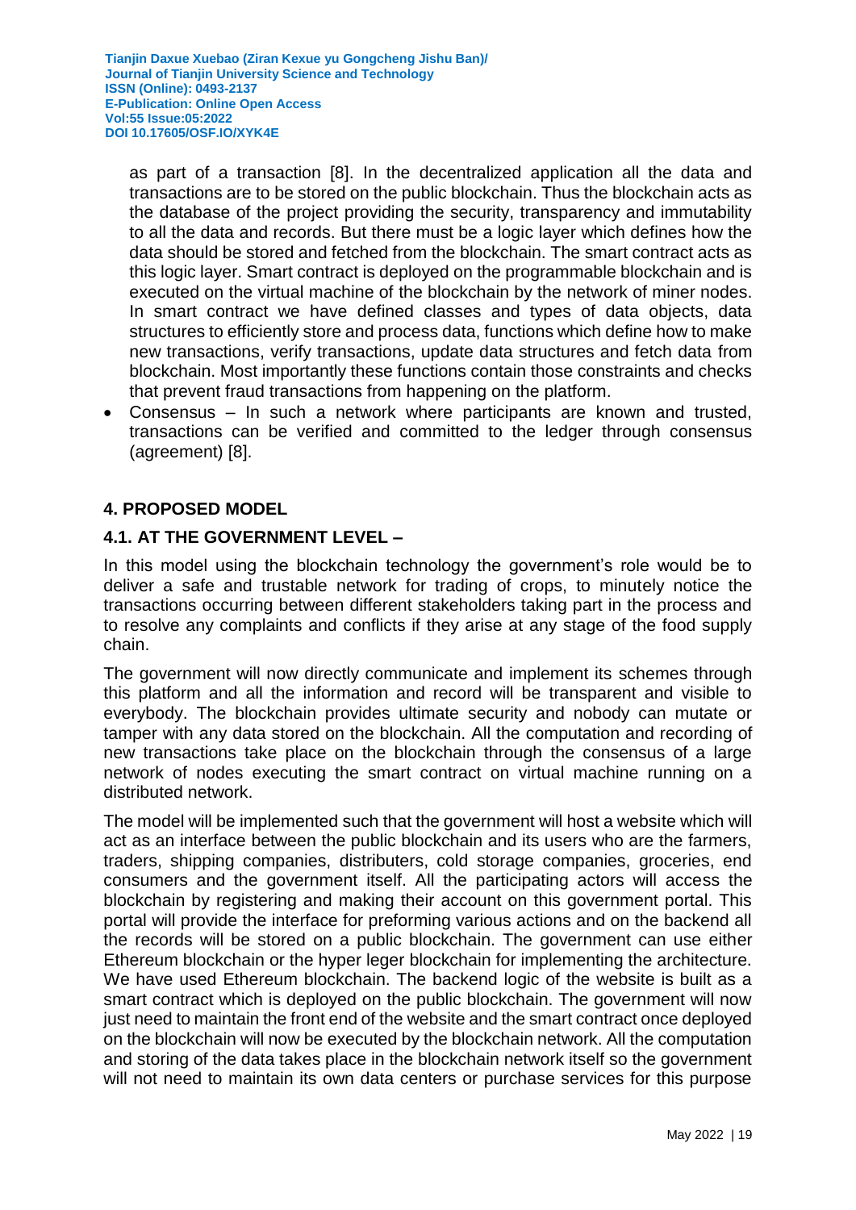as part of a transaction [8]. In the decentralized application all the data and transactions are to be stored on the public blockchain. Thus the blockchain acts as the database of the project providing the security, transparency and immutability to all the data and records. But there must be a logic layer which defines how the data should be stored and fetched from the blockchain. The smart contract acts as this logic layer. Smart contract is deployed on the programmable blockchain and is executed on the virtual machine of the blockchain by the network of miner nodes. In smart contract we have defined classes and types of data objects, data structures to efficiently store and process data, functions which define how to make new transactions, verify transactions, update data structures and fetch data from blockchain. Most importantly these functions contain those constraints and checks that prevent fraud transactions from happening on the platform.

- Consensus – In such a network where participants are known and trusted, transactions can be verified and committed to the ledger through consensus (agreement) [8].

## 4. PROPOSED MODEL

### 4.1. AT THE GOVERNMENT LEVEL –

In this model using the blockchain technology the government's role would be to deliver a safe and trustable network for trading of crops, to minutely notice the transactions occurring between different stakeholders taking part in the process and to resolve any complaints and conflicts if they arise at any stage of the food supply chain.

The government will now directly communicate and implement its schemes through this platform and all the information and record will be transparent and visible to everybody. The blockchain provides ultimate security and nobody can mutate or tamper with any data stored on the blockchain. All the computation and recording of new transactions take place on the blockchain through the consensus of a large network of nodes executing the smart contract on virtual machine running on a distributed network.

The model will be implemented such that the government will host a website which will act as an interface between the public blockchain and its users who are the farmers, traders, shipping companies, distributers, cold storage companies, groceries, end consumers and the government itself. All the participating actors will access the blockchain by registering and making their account on this government portal. This portal will provide the interface for preforming various actions and on the backend all the records will be stored on a public blockchain. The government can use either Ethereum blockchain or the hyper leger blockchain for implementing the architecture. We have used Ethereum blockchain. The backend logic of the website is built as a smart contract which is deployed on the public blockchain. The government will now just need to maintain the front end of the website and the smart contract once deployed on the blockchain will now be executed by the blockchain network. All the computation and storing of the data takes place in the blockchain network itself so the government will not need to maintain its own data centers or purchase services for this purpose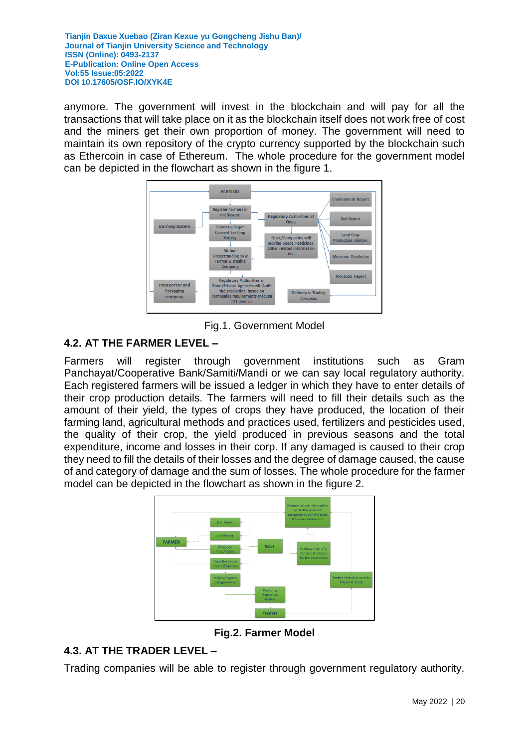anymore. The government will invest in the blockchain and will pay for all the transactions that will take place on it as the blockchain itself does not work free of cost and the miners get their own proportion of money. The government will need to maintain its own repository of the crypto currency supported by the blockchain such as Ethercoin in case of Ethereum. The whole procedure for the government model can be depicted in the flowchart as shown in the figure 1.

Fig.1. Government Model

## 4.2. AT THE FARMER LEVEL –

Farmers will register through government institutions such as Gram Panchayat/Cooperative Bank/Samiti/Mandi or we can say local regulatory authority. Each registered farmers will be issued a ledger in which they have to enter details of their crop production details. The farmers will need to fill their details such as the amount of their yield, the types of crops they have produced, the location of their farming land, agricultural methods and practices used, fertilizers and pesticides used, the quality of their crop, the yield produced in previous seasons and the total expenditure, income and losses in their corp. If any damaged is caused to their crop they need to fill the details of their losses and the degree of damage caused, the cause of and category of damage and the sum of losses. The whole procedure for the farmer model can be depicted in the flowchart as shown in the figure 2.

**Fig.2. Farmer Model**

## 4.3. AT THE TRADER LEVEL –

Trading companies will be able to register through government regulatory authority.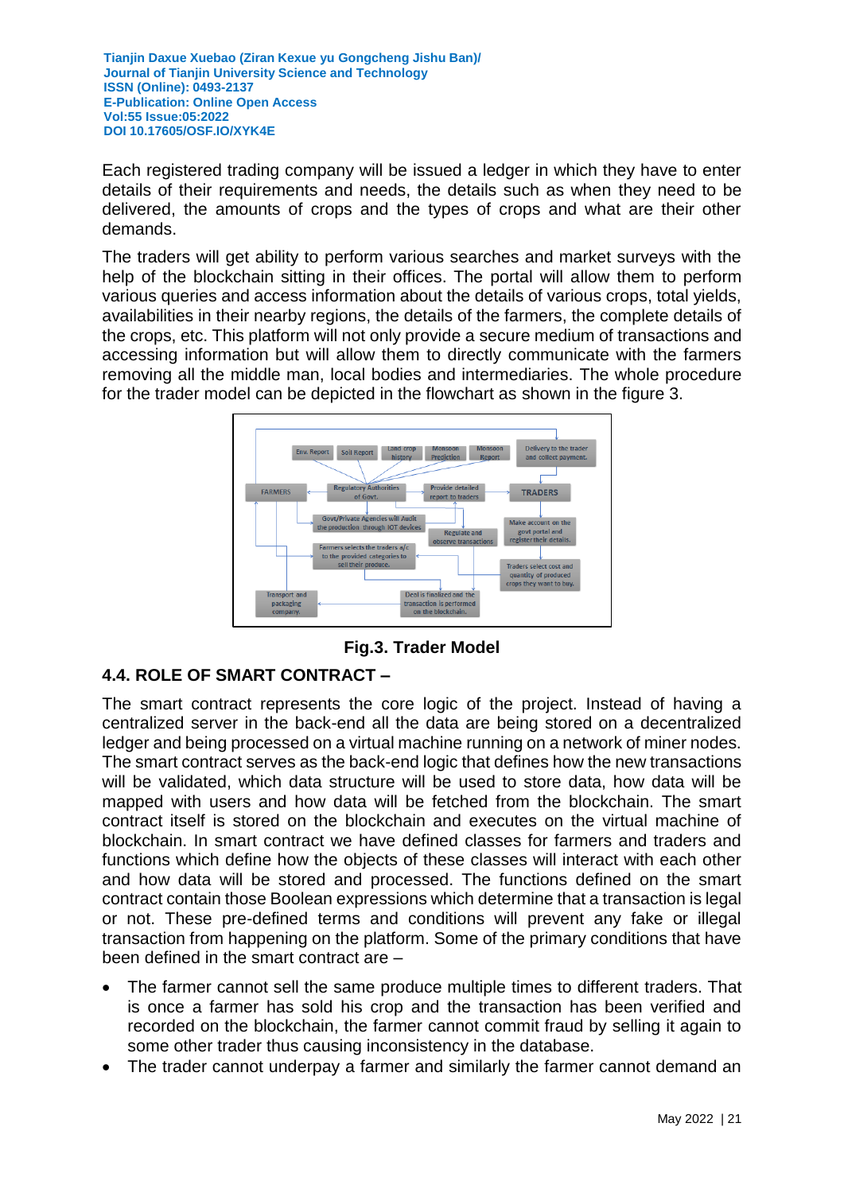Each registered trading company will be issued a ledger in which they have to enter details of their requirements and needs, the details such as when they need to be delivered, the amounts of crops and the types of crops and what are their other demands.

The traders will get ability to perform various searches and market surveys with the help of the blockchain sitting in their offices. The portal will allow them to perform various queries and access information about the details of various crops, total yields, availabilities in their nearby regions, the details of the farmers, the complete details of the crops, etc. This platform will not only provide a secure medium of transactions and accessing information but will allow them to directly communicate with the farmers removing all the middle man, local bodies and intermediaries. The whole procedure for the trader model can be depicted in the flowchart as shown in the figure 3.

**Fig.3. Trader Model**

## 4.4. ROLE OF SMART CONTRACT –

The smart contract represents the core logic of the project. Instead of having a centralized server in the back-end all the data are being stored on a decentralized ledger and being processed on a virtual machine running on a network of miner nodes. The smart contract serves as the back-end logic that defines how the new transactions will be validated, which data structure will be used to store data, how data will be mapped with users and how data will be fetched from the blockchain. The smart contract itself is stored on the blockchain and executes on the virtual machine of blockchain. In smart contract we have defined classes for farmers and traders and functions which define how the objects of these classes will interact with each other and how data will be stored and processed. The functions defined on the smart contract contain those Boolean expressions which determine that a transaction is legal or not. These pre-defined terms and conditions will prevent any fake or illegal transaction from happening on the platform. Some of the primary conditions that have been defined in the smart contract are –

- The farmer cannot sell the same produce multiple times to different traders. That is once a farmer has sold his crop and the transaction has been verified and recorded on the blockchain, the farmer cannot commit fraud by selling it again to some other trader thus causing inconsistency in the database.
- The trader cannot underpay a farmer and similarly the farmer cannot demand an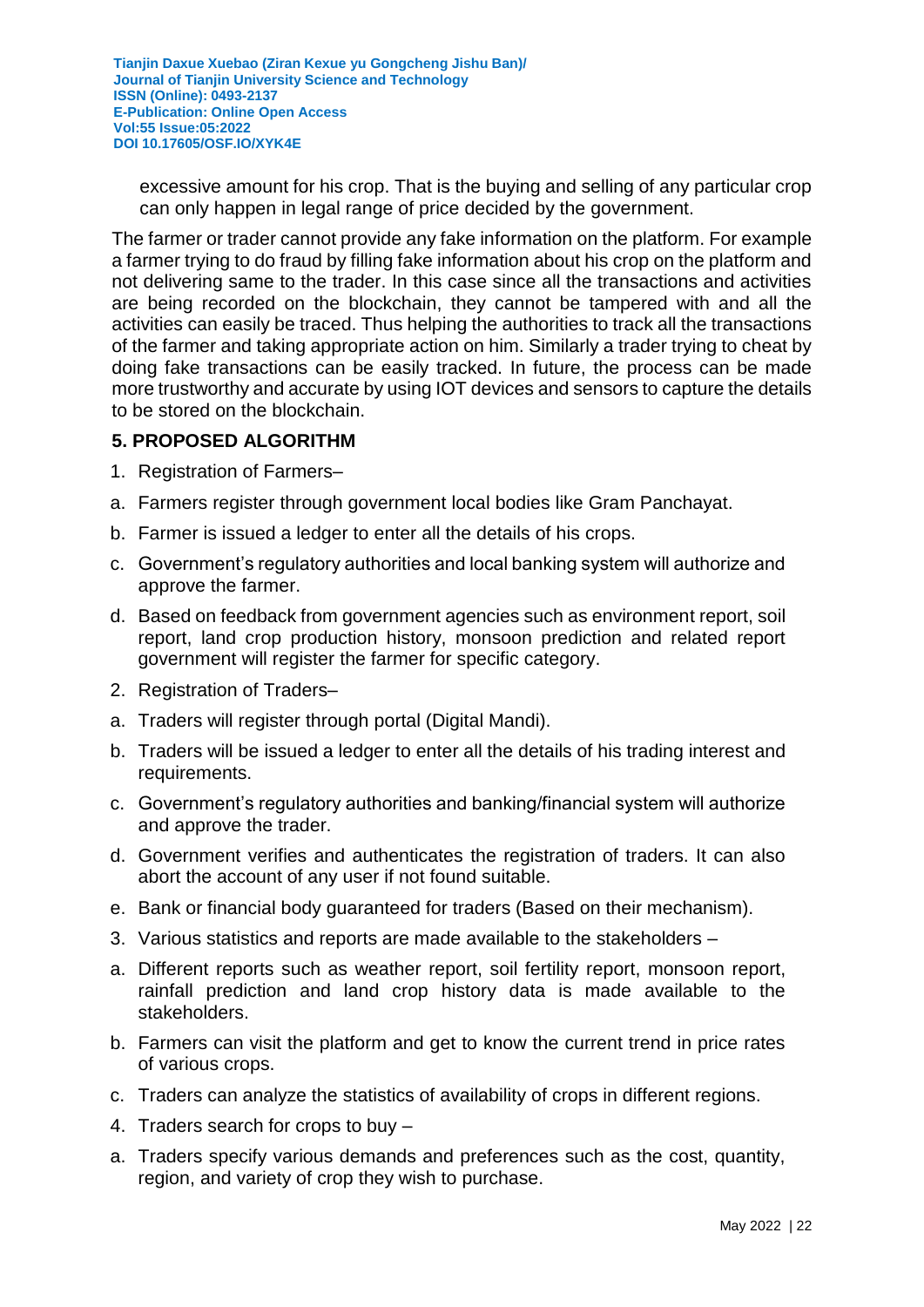excessive amount for his crop. That is the buying and selling of any particular crop can only happen in legal range of price decided by the government.

The farmer or trader cannot provide any fake information on the platform. For example a farmer trying to do fraud by filling fake information about his crop on the platform and not delivering same to the trader. In this case since all the transactions and activities are being recorded on the blockchain, they cannot be tampered with and all the activities can easily be traced. Thus helping the authorities to track all the transactions of the farmer and taking appropriate action on him. Similarly a trader trying to cheat by doing fake transactions can be easily tracked. In future, the process can be made more trustworthy and accurate by using IOT devices and sensors to capture the details to be stored on the blockchain.

## 5. PROPOSED ALGORITHM

1. Registration of Farmers–

a. Farmers register through government local bodies like Gram Panchayat.

b. Farmer is issued a ledger to enter all the details of his crops.

c. Government's regulatory authorities and local banking system will authorize and approve the farmer.

d. Based on feedback from government agencies such as environment report, soil report, land crop production history, monsoon prediction and related report government will register the farmer for specific category.

2. Registration of Traders–

a. Traders will register through portal (Digital Mandi).

b. Traders will be issued a ledger to enter all the details of his trading interest and requirements.

c. Government's regulatory authorities and banking/financial system will authorize and approve the trader.

d. Government verifies and authenticates the registration of traders. It can also abort the account of any user if not found suitable.

e. Bank or financial body guaranteed for traders (Based on their mechanism).

3. Various statistics and reports are made available to the stakeholders –

a. Different reports such as weather report, soil fertility report, monsoon report, rainfall prediction and land crop history data is made available to the stakeholders.

b. Farmers can visit the platform and get to know the current trend in price rates of various crops.

c. Traders can analyze the statistics of availability of crops in different regions.

4. Traders search for crops to buy –

a. Traders specify various demands and preferences such as the cost, quantity, region, and variety of crop they wish to purchase.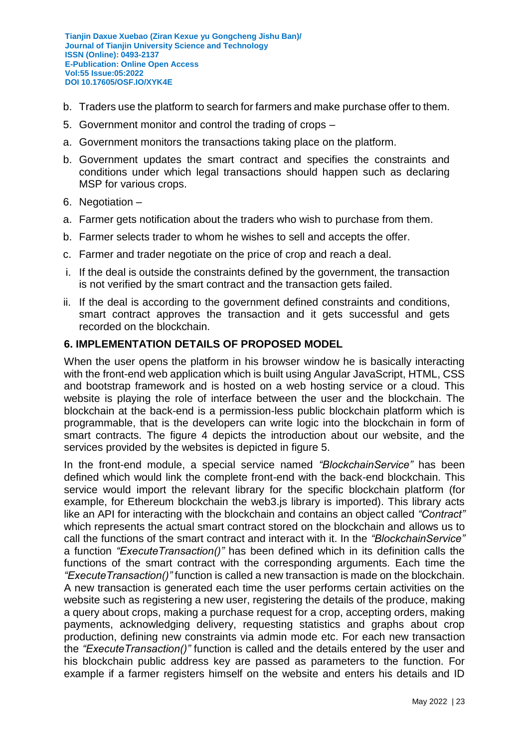b. Traders use the platform to search for farmers and make purchase offer to them.

5. Government monitor and control the trading of crops –

a. Government monitors the transactions taking place on the platform.

b. Government updates the smart contract and specifies the constraints and conditions under which legal transactions should happen such as declaring MSP for various crops.

6. Negotiation –

a. Farmer gets notification about the traders who wish to purchase from them.

b. Farmer selects trader to whom he wishes to sell and accepts the offer.

c. Farmer and trader negotiate on the price of crop and reach a deal.

i. If the deal is outside the constraints defined by the government, the transaction is not verified by the smart contract and the transaction gets failed.

ii. If the deal is according to the government defined constraints and conditions, smart contract approves the transaction and it gets successful and gets recorded on the blockchain.

## 6. IMPLEMENTATION DETAILS OF PROPOSED MODEL

When the user opens the platform in his browser window he is basically interacting with the front-end web application which is built using Angular JavaScript, HTML, CSS and bootstrap framework and is hosted on a web hosting service or a cloud. This website is playing the role of interface between the user and the blockchain. The blockchain at the back-end is a permission-less public blockchain platform which is programmable, that is the developers can write logic into the blockchain in form of smart contracts. The figure 4 depicts the introduction about our website, and the services provided by the websites is depicted in figure 5.

In the front-end module, a special service named *"BlockchainService"* has been defined which would link the complete front-end with the back-end blockchain. This service would import the relevant library for the specific blockchain platform (for example, for Ethereum blockchain the web3.js library is imported). This library acts like an API for interacting with the blockchain and contains an object called *"Contract"* which represents the actual smart contract stored on the blockchain and allows us to call the functions of the smart contract and interact with it. In the *"BlockchainService"* a function *"ExecuteTransaction()"* has been defined which in its definition calls the functions of the smart contract with the corresponding arguments. Each time the *"ExecuteTransaction()"* function is called a new transaction is made on the blockchain. A new transaction is generated each time the user performs certain activities on the website such as registering a new user, registering the details of the produce, making a query about crops, making a purchase request for a crop, accepting orders, making payments, acknowledging delivery, requesting statistics and graphs about crop production, defining new constraints via admin mode etc. For each new transaction the *"ExecuteTransaction()"* function is called and the details entered by the user and his blockchain public address key are passed as parameters to the function. For example if a farmer registers himself on the website and enters his details and ID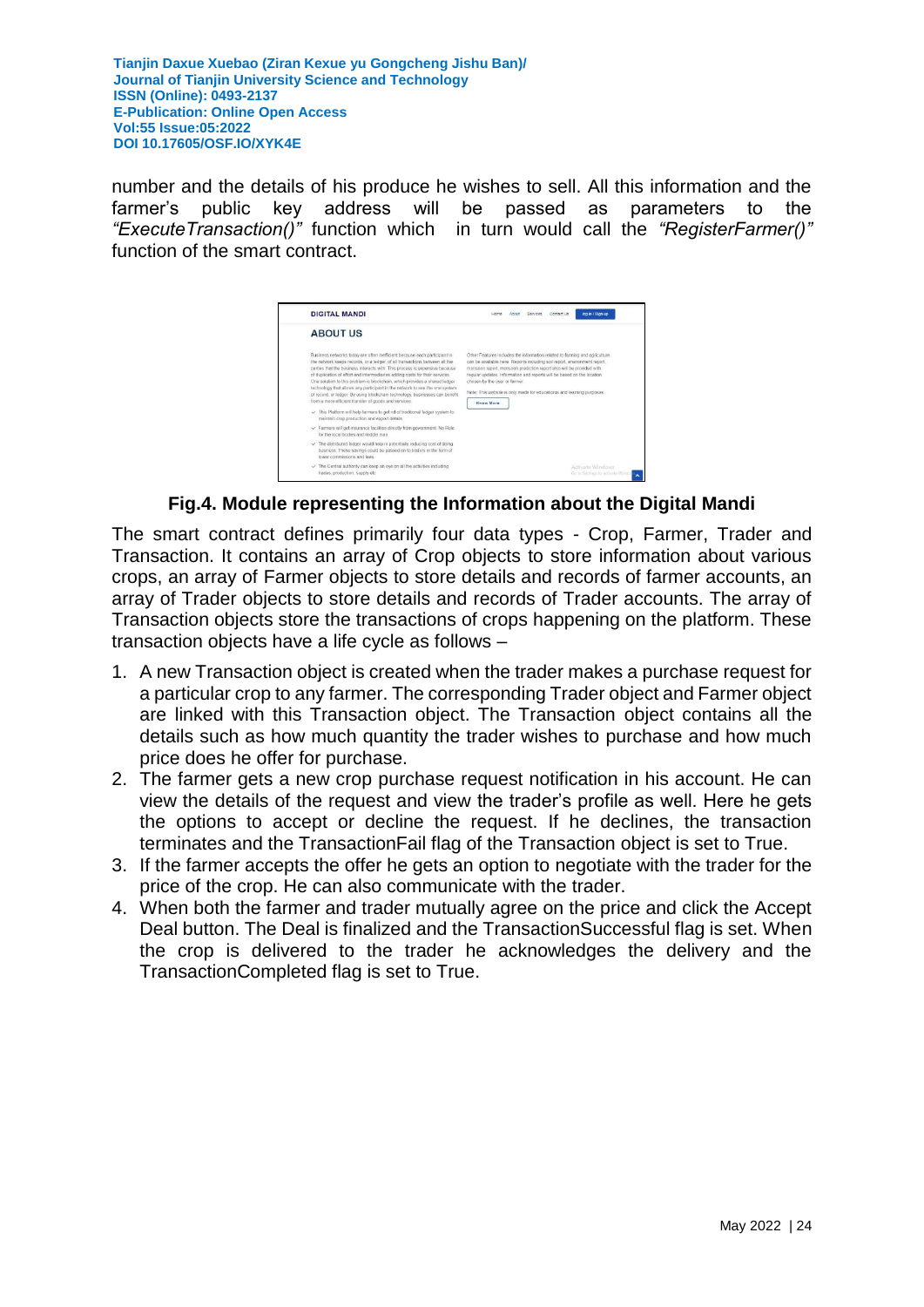number and the details of his produce he wishes to sell. All this information and the farmer's public key address will be passed as parameters to the *"ExecuteTransaction()"* function which in turn would call the *"RegisterFarmer()"* function of the smart contract.

**Fig.4. Module representing the Information about the Digital Mandi**

The smart contract defines primarily four data types - Crop, Farmer, Trader and Transaction. It contains an array of Crop objects to store information about various crops, an array of Farmer objects to store details and records of farmer accounts, an array of Trader objects to store details and records of Trader accounts. The array of Transaction objects store the transactions of crops happening on the platform. These transaction objects have a life cycle as follows –

1. A new Transaction object is created when the trader makes a purchase request for a particular crop to any farmer. The corresponding Trader object and Farmer object are linked with this Transaction object. The Transaction object contains all the details such as how much quantity the trader wishes to purchase and how much price does he offer for purchase.
2. The farmer gets a new crop purchase request notification in his account. He can view the details of the request and view the trader's profile as well. Here he gets the options to accept or decline the request. If he declines, the transaction terminates and the TransactionFail flag of the Transaction object is set to True.
3. If the farmer accepts the offer he gets an option to negotiate with the trader for the price of the crop. He can also communicate with the trader.
4. When both the farmer and trader mutually agree on the price and click the Accept Deal button. The Deal is finalized and the TransactionSuccessful flag is set. When the crop is delivered to the trader he acknowledges the delivery and the TransactionCompleted flag is set to True.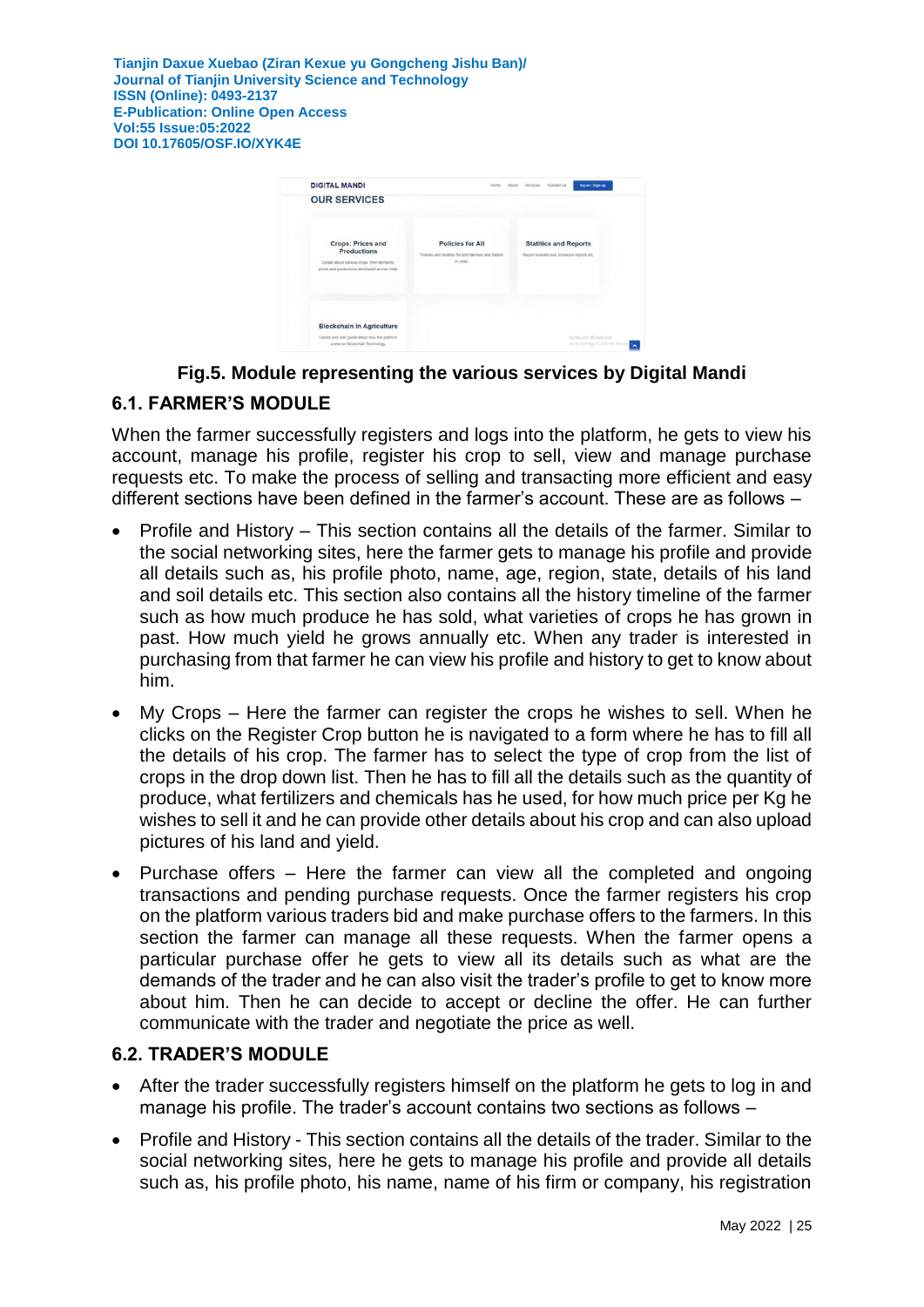Fig.5. Module representing the various services by Digital Mandi

### 6.1. FARMER'S MODULE

When the farmer successfully registers and logs into the platform, he gets to view his account, manage his profile, register his crop to sell, view and manage purchase requests etc. To make the process of selling and transacting more efficient and easy different sections have been defined in the farmer's account. These are as follows –

- Profile and History – This section contains all the details of the farmer. Similar to the social networking sites, here the farmer gets to manage his profile and provide all details such as, his profile photo, name, age, region, state, details of his land and soil details etc. This section also contains all the history timeline of the farmer such as how much produce he has sold, what varieties of crops he has grown in past. How much yield he grows annually etc. When any trader is interested in purchasing from that farmer he can view his profile and history to get to know about him.
- My Crops – Here the farmer can register the crops he wishes to sell. When he clicks on the Register Crop button he is navigated to a form where he has to fill all the details of his crop. The farmer has to select the type of crop from the list of crops in the drop down list. Then he has to fill all the details such as the quantity of produce, what fertilizers and chemicals has he used, for how much price per Kg he wishes to sell it and he can provide other details about his crop and can also upload pictures of his land and yield.
- Purchase offers – Here the farmer can view all the completed and ongoing transactions and pending purchase requests. Once the farmer registers his crop on the platform various traders bid and make purchase offers to the farmers. In this section the farmer can manage all these requests. When the farmer opens a particular purchase offer he gets to view all its details such as what are the demands of the trader and he can also visit the trader's profile to get to know more about him. Then he can decide to accept or decline the offer. He can further communicate with the trader and negotiate the price as well.

### 6.2. TRADER'S MODULE

- After the trader successfully registers himself on the platform he gets to log in and manage his profile. The trader's account contains two sections as follows –
- Profile and History - This section contains all the details of the trader. Similar to the social networking sites, here he gets to manage his profile and provide all details such as, his profile photo, his name, name of his firm or company, his registration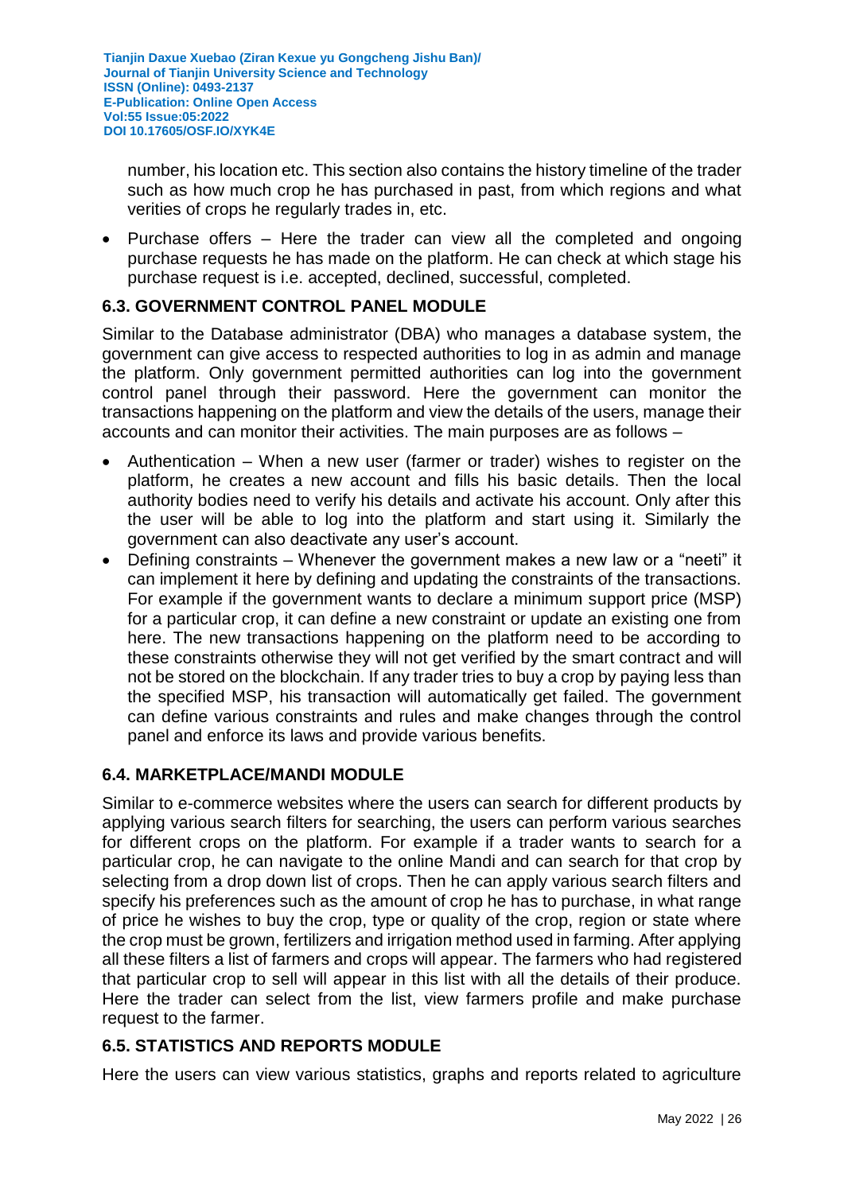number, his location etc. This section also contains the history timeline of the trader such as how much crop he has purchased in past, from which regions and what verities of crops he regularly trades in, etc.

- Purchase offers – Here the trader can view all the completed and ongoing purchase requests he has made on the platform. He can check at which stage his purchase request is i.e. accepted, declined, successful, completed.

### 6.3. GOVERNMENT CONTROL PANEL MODULE

Similar to the Database administrator (DBA) who manages a database system, the government can give access to respected authorities to log in as admin and manage the platform. Only government permitted authorities can log into the government control panel through their password. Here the government can monitor the transactions happening on the platform and view the details of the users, manage their accounts and can monitor their activities. The main purposes are as follows –

- Authentication – When a new user (farmer or trader) wishes to register on the platform, he creates a new account and fills his basic details. Then the local authority bodies need to verify his details and activate his account. Only after this the user will be able to log into the platform and start using it. Similarly the government can also deactivate any user's account.
- Defining constraints – Whenever the government makes a new law or a "neeti" it can implement it here by defining and updating the constraints of the transactions. For example if the government wants to declare a minimum support price (MSP) for a particular crop, it can define a new constraint or update an existing one from here. The new transactions happening on the platform need to be according to these constraints otherwise they will not get verified by the smart contract and will not be stored on the blockchain. If any trader tries to buy a crop by paying less than the specified MSP, his transaction will automatically get failed. The government can define various constraints and rules and make changes through the control panel and enforce its laws and provide various benefits.

### 6.4. MARKETPLACE/MANDI MODULE

Similar to e-commerce websites where the users can search for different products by applying various search filters for searching, the users can perform various searches for different crops on the platform. For example if a trader wants to search for a particular crop, he can navigate to the online Mandi and can search for that crop by selecting from a drop down list of crops. Then he can apply various search filters and specify his preferences such as the amount of crop he has to purchase, in what range of price he wishes to buy the crop, type or quality of the crop, region or state where the crop must be grown, fertilizers and irrigation method used in farming. After applying all these filters a list of farmers and crops will appear. The farmers who had registered that particular crop to sell will appear in this list with all the details of their produce. Here the trader can select from the list, view farmers profile and make purchase request to the farmer.

### 6.5. STATISTICS AND REPORTS MODULE

Here the users can view various statistics, graphs and reports related to agriculture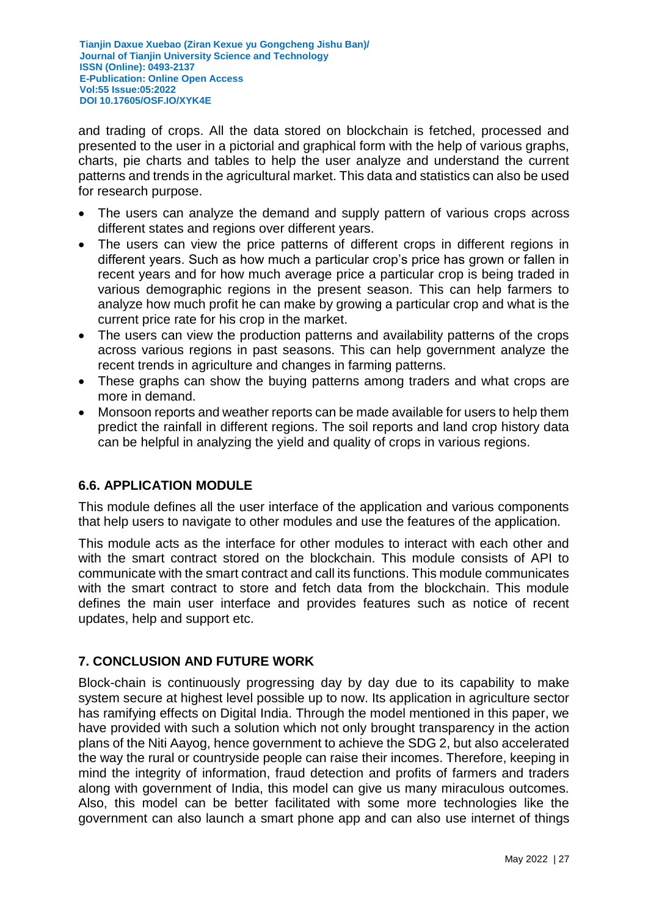and trading of crops. All the data stored on blockchain is fetched, processed and presented to the user in a pictorial and graphical form with the help of various graphs, charts, pie charts and tables to help the user analyze and understand the current patterns and trends in the agricultural market. This data and statistics can also be used for research purpose.

- The users can analyze the demand and supply pattern of various crops across different states and regions over different years.
- The users can view the price patterns of different crops in different regions in different years. Such as how much a particular crop's price has grown or fallen in recent years and for how much average price a particular crop is being traded in various demographic regions in the present season. This can help farmers to analyze how much profit he can make by growing a particular crop and what is the current price rate for his crop in the market.
- The users can view the production patterns and availability patterns of the crops across various regions in past seasons. This can help government analyze the recent trends in agriculture and changes in farming patterns.
- These graphs can show the buying patterns among traders and what crops are more in demand.
- Monsoon reports and weather reports can be made available for users to help them predict the rainfall in different regions. The soil reports and land crop history data can be helpful in analyzing the yield and quality of crops in various regions.

### 6.6. APPLICATION MODULE

This module defines all the user interface of the application and various components that help users to navigate to other modules and use the features of the application.

This module acts as the interface for other modules to interact with each other and with the smart contract stored on the blockchain. This module consists of API to communicate with the smart contract and call its functions. This module communicates with the smart contract to store and fetch data from the blockchain. This module defines the main user interface and provides features such as notice of recent updates, help and support etc.

## 7. CONCLUSION AND FUTURE WORK

Block-chain is continuously progressing day by day due to its capability to make system secure at highest level possible up to now. Its application in agriculture sector has ramifying effects on Digital India. Through the model mentioned in this paper, we have provided with such a solution which not only brought transparency in the action plans of the Niti Aayog, hence government to achieve the SDG 2, but also accelerated the way the rural or countryside people can raise their incomes. Therefore, keeping in mind the integrity of information, fraud detection and profits of farmers and traders along with government of India, this model can give us many miraculous outcomes. Also, this model can be better facilitated with some more technologies like the government can also launch a smart phone app and can also use internet of things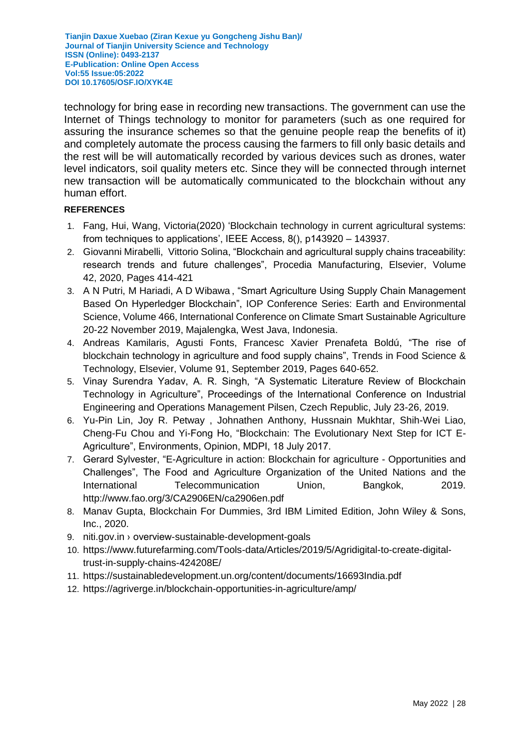technology for bring ease in recording new transactions. The government can use the Internet of Things technology to monitor for parameters (such as one required for assuring the insurance schemes so that the genuine people reap the benefits of it) and completely automate the process causing the farmers to fill only basic details and the rest will be will automatically recorded by various devices such as drones, water level indicators, soil quality meters etc. Since they will be connected through internet new transaction will be automatically communicated to the blockchain without any human effort.

**REFERENCES**

1. Fang, Hui, Wang, Victoria(2020) 'Blockchain technology in current agricultural systems: from techniques to applications', IEEE Access, 8(), p143920 – 143937.
2. Giovanni Mirabelli, Vittorio Solina, "Blockchain and agricultural supply chains traceability: research trends and future challenges", Procedia Manufacturing, Elsevier, Volume 42, 2020, Pages 414-421
3. A N Putri, M Hariadi, A D Wibawa , "Smart Agriculture Using Supply Chain Management Based On Hyperledger Blockchain", IOP Conference Series: Earth and Environmental Science, Volume 466, International Conference on Climate Smart Sustainable Agriculture 20-22 November 2019, Majalengka, West Java, Indonesia.
4. Andreas Kamilaris, Agusti Fonts, Francesc Xavier Prenafeta Boldú, "The rise of blockchain technology in agriculture and food supply chains", Trends in Food Science & Technology, Elsevier, Volume 91, September 2019, Pages 640-652.
5. Vinay Surendra Yadav, A. R. Singh, "A Systematic Literature Review of Blockchain Technology in Agriculture", Proceedings of the International Conference on Industrial Engineering and Operations Management Pilsen, Czech Republic, July 23-26, 2019.
6. Yu-Pin Lin, Joy R. Petway , Johnathen Anthony, Hussnain Mukhtar, Shih-Wei Liao, Cheng-Fu Chou and Yi-Fong Ho, "Blockchain: The Evolutionary Next Step for ICT E-Agriculture", Environments, Opinion, MDPI, 18 July 2017.
7. Gerard Sylvester, "E-Agriculture in action: Blockchain for agriculture - Opportunities and Challenges", The Food and Agriculture Organization of the United Nations and the International Telecommunication Union, Bangkok, 2019. http://www.fao.org/3/CA2906EN/ca2906en.pdf
8. Manav Gupta, Blockchain For Dummies, 3rd IBM Limited Edition, John Wiley & Sons, Inc., 2020.
9. niti.gov.in › overview-sustainable-development-goals
10. https://www.futurefarming.com/Tools-data/Articles/2019/5/Agridigital-to-create-digital-trust-in-supply-chains-424208E/
11. https://sustainabledevelopment.un.org/content/documents/16693India.pdf
12. https://agriverge.in/blockchain-opportunities-in-agriculture/amp/